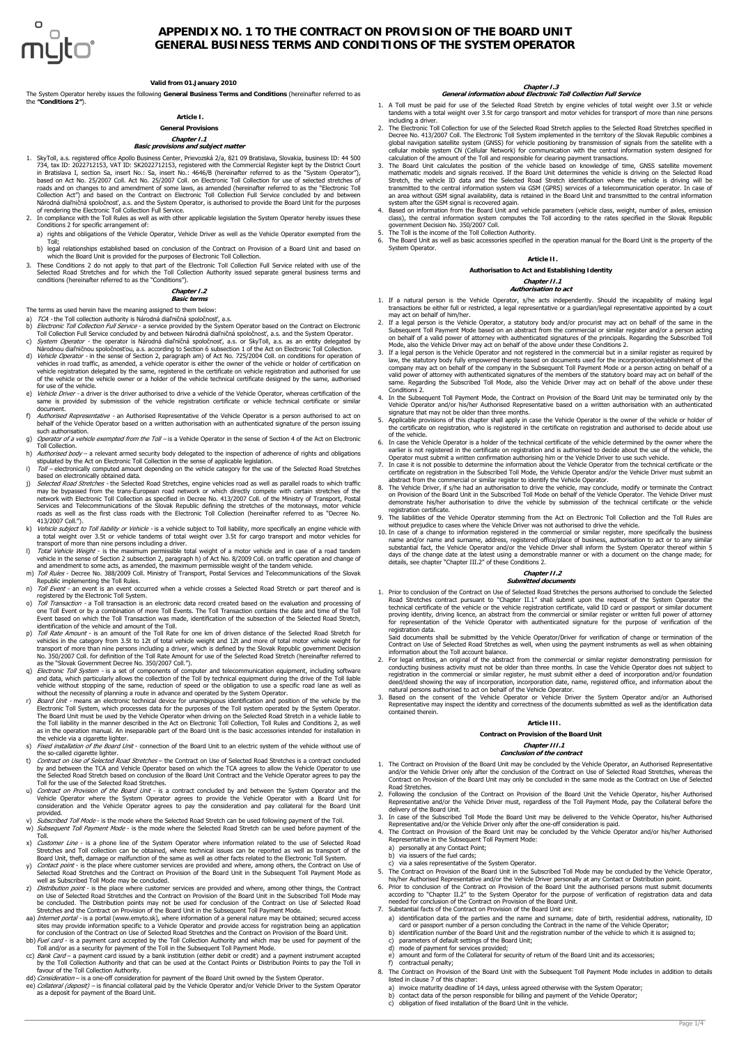# APPENDIX NO. 1 TO THE CONTRACT ON PROVISION OF THE BOARD UNIT GENERAL BUSINESS TERMS AND CONDITIONS OF THE SYSTEM OPERATOR

**Valid from 01.January 2010**

The System Operator hereby issues the following **General Business Terms and Conditions** (hereinafter referred to as the **"Conditions 2"**).

## Article I.

### General Provisions

#### Chapter I.1
#### Basic provisions and subject matter

1. SkyToll, a.s. registered office Apollo Business Center, Prievozská 2/a, 821 09 Bratislava, Slovakia, business ID: 44 500 734, tax ID: 2022712153, VAT ID: SK2022712153, registered with the Commercial Register kept by the District Court in Bratislava I, section Sa, insert No.: Sa, insert No.: 4646/B (hereinafter referred to as the "System Operator"), based on Act No. 25/2007 Coll. Act No. 25/2007 Coll. on Electronic Toll Collection for use of selected stretches of roads and on changes to and amendment of some laws, as amended (hereinafter referred to as the "Electronic Toll Collection Act") and based on the Contract on Electronic Toll Collection Full Service concluded by and between Národná diaľničná spoločnosť, a.s. and the System Operator, is authorised to provide the Board Unit for the purposes of rendering the Electronic Toll Collection Full Service.
2. In compliance with the Toll Rules as well as with other applicable legislation the System Operator hereby issues these Conditions 2 for specific arrangement of:
   a) rights and obligations of the Vehicle Operator, Vehicle Driver as well as the Vehicle Operator exempted from the Toll;
   b) legal relationships established based on conclusion of the Contract on Provision of a Board Unit and based on which the Board Unit is provided for the purposes of Electronic Toll Collection.
3. These Conditions 2 do not apply to that part of the Electronic Toll Collection Full Service related with use of the Selected Road Stretches and for which the Toll Collection Authority issued separate general business terms and conditions (hereinafter referred to as the "Conditions").

#### Chapter I.2
#### Basic terms

The terms as used herein have the meaning assigned to them below:

a) *TCA* - the Toll collection authority is Národná diaľničná spoločnosť, a.s.
b) *Electronic Toll Collection Full Service* - a service provided by the System Operator based on the Contract on Electronic Toll Collection Full Service concluded by and between Národná diaľničná spoločnosť, a.s. and the System Operator.
c) *System Operator* - the operator is Národná diaľničná spoločnosť, a.s. or SkyToll, a.s. as an entity delegated by Národnou diaľničnou spoločnosťou, a.s. according to Section 6 subsection 1 of the Act on Electronic Toll Collection.
d) *Vehicle Operator* - in the sense of Section 2, paragraph am) of Act No. 725/2004 Coll. on conditions for operation of vehicles in road traffic, as amended, a vehicle operator is either the owner of the vehicle or holder of certification on vehicle registration delegated by the same, registered in the certificate on vehicle registration and authorised for use of the vehicle or the vehicle owner or a holder of the vehicle technical certificate designed by the same, authorised for use of the vehicle.
e) *Vehicle Driver* - a driver is the driver authorised to drive a vehicle of the Vehicle Operator, whereas certification of the same is provided by submission of the vehicle registration certificate or vehicle technical certificate or similar document.
f) *Authorised Representative* - an Authorised Representative of the Vehicle Operator is a person authorised to act on behalf of the Vehicle Operator based on a written authorisation with an authenticated signature of the person issuing such authorisation.
g) *Operator of a vehicle exempted from the Toll* – is a Vehicle Operator in the sense of Section 4 of the Act on Electronic Toll Collection.
h) *Authorised body* – a relevant armed security body delegated to the inspection of adherence of rights and obligations stipulated by the Act on Electronic Toll Collection in the sense of applicable legislation.
i) *Toll* – electronically computed amount depending on the vehicle category for the use of the Selected Road Stretches based on electronically obtained data.
j) *Selected Road Stretches* - the Selected Road Stretches, engine vehicles road as well as parallel roads to which traffic may be bypassed from the trans-European road network or which directly compete with certain stretches of the network with Electronic Toll Collection as specified in Decree No. 413/2007 Coll. of the Ministry of Transport, Postal Services and Telecommunications of the Slovak Republic defining the stretches of the motorways, motor vehicle roads as well as the first class roads with the Electronic Toll Collection (hereinafter referred to as "Decree No. 413/2007 Coll.").
k) *Vehicle subject to Toll liability or Vehicle* - is a vehicle subject to Toll liability, more specifically an engine vehicle with a total weight over 3.5t or vehicle tandems of total weight over 3.5t for cargo transport and motor vehicles for transport of more than nine persons including a driver.
l) *Total Vehicle Weight* - is the maximum permissible total weight of a motor vehicle and in case of a road tandem vehicle in the sense of Section 2 subsection 2, paragraph h) of Act No. 8/2009 Coll. on traffic operation and change of and amendment to some acts, as amended, the maximum permissible weight of the tandem vehicle.
m) *Toll Rules* - Decree No. 388/2009 Coll. Ministry of Transport, Postal Services and Telecommunications of the Slovak Republic implementing the Toll Rules.
n) *Toll Event* - an event is an event occurred when a vehicle crosses a Selected Road Stretch or part thereof and is registered by the Electronic Toll System.
o) *Toll Transaction* - is an electronic data record created based on the evaluation and processing of one Toll Event or by a combination of more Toll Events. The Toll Transaction contains the date and time of the Toll Event based on which the Toll Transaction was made, identification of the subsection of the Selected Road Stretch, identification of the vehicle and amount of the Toll.
p) *Toll Rate Amount* - is an amount of the Toll Rate for one km of driven distance of the Selected Road Stretch for vehicles in the category from 3.5t to 12t of total vehicle weight and 12t and more of total motor vehicle weight for transport of more than nine persons including a driver, which is defined by the Slovak Republic government Decision No. 350/2007 Coll. for definition of the Toll Rate Amount for use of the Selected Road Stretch (hereinafter referred to as the "Slovak Government Decree No. 350/2007 Coll.").
q) *Electronic Toll System* - is a set of components of computer and telecommunication equipment, including software and data, which particularly allows the collection of the Toll by technical equipment during the drive of the Toll liable vehicle without stopping of the same, reduction of speed or the obligation to use a specific road lane as well as without the necessity of planning a route in advance and operated by the System Operator.
r) *Board Unit* - means an electronic technical device for unambiguous identification and position of the vehicle by the Electronic Toll System, which processes data for the purposes of the Toll system operated by the System Operator. The Board Unit must be used by the Vehicle Operator when driving on the Selected Road Stretch in a vehicle liable to the Toll liability in the manner described in the Act on Electronic Toll Collection, Toll Rules and Conditions 2, as well as in the operation manual. An inseparable part of the Board Unit is the basic accessories intended for installation in the vehicle via a cigarette lighter.
s) *Fixed installation of the Board Unit* - connection of the Board Unit to an electric system of the vehicle without use of the so-called cigarette lighter.
t) *Contract on Use of Selected Road Stretches* – the Contract on Use of Selected Road Stretches is a contract concluded by and between the TCA and Vehicle Operator based on which the TCA agrees to allow the Vehicle Operator to use the Selected Road Stretch based on conclusion of the Board Unit Contract and the Vehicle Operator agrees to pay the Toll for the use of the Selected Road Stretches.
u) *Contract on Provision of the Board Unit* - is a contract concluded by and between the System Operator and the Vehicle Operator where the System Operator agrees to provide the Vehicle Operator with a Board Unit for consideration and the Vehicle Operator agrees to pay the consideration and pay collateral for the Board Unit provided.
v) *Subscribed Toll Mode* - is the mode where the Selected Road Stretch can be used following payment of the Toll.
w) *Subsequent Toll Payment Mode* - is the mode where the Selected Road Stretch can be used before payment of the Toll.
x) *Customer Line* - is a phone line of the System Operator where information related to the use of Selected Road Stretches and Toll collection can be obtained, where technical issues can be reported as well as transport of the Board Unit, theft, damage or malfunction of the same as well as other facts related to the Electronic Toll System.
y) *Contact point* - is the place where customer services are provided and where, among others, the Contract on Use of Selected Road Stretches and the Contract on Provision of the Board Unit in the Subsequent Toll Payment Mode as well as Subscribed Toll Mode may be concluded.
z) *Distribution point* - is the place where customer services are provided and where, among other things, the Contract on Use of Selected Road Stretches and the Contract on Provision of the Board Unit in the Subscribed Toll Mode may be concluded. The Distribution points may not be used for conclusion of the Contract on Use of Selected Road Stretches and the Contract on Provision of the Board Unit in the Subsequent Toll Payment Mode.
aa) *Internet portal* - is a portal (www.emyto.sk), where information of a general nature may be obtained; secured access sites may provide information specific to a Vehicle Operator and provide access for registration being an application for conclusion of the Contract on Use of Selected Road Stretches and the Contract on Provision of the Board Unit.
bb) *Fuel card* - is a payment card accepted by the Toll Collection Authority and which may be used for payment of the Toll and/or as a security for payment of the Toll in the Subsequent Toll Payment Mode.
cc) *Bank Card* – a payment card issued by a bank institution (either debit or credit) and a payment instrument accepted by the Toll Collection Authority and that can be used at the Contact Points or Distribution Points to pay the Toll in favour of the Toll Collection Authority.
dd) *Consideration* – is a one-off consideration for payment of the Board Unit owned by the System Operator.
ee) *Collateral (deposit)* – is financial collateral paid by the Vehicle Operator and/or Vehicle Driver to the System Operator as a deposit for payment of the Board Unit.

#### Chapter I.3
#### General information about Electronic Toll Collection Full Service

1. A Toll must be paid for use of the Selected Road Stretch by engine vehicles of total weight over 3.5t or vehicle tandems with a total weight over 3.5t for cargo transport and motor vehicles for transport of more than nine persons including a driver.
2. The Electronic Toll Collection for use of the Selected Road Stretch applies to the Selected Road Stretches specified in Decree No. 413/2007 Coll. The Electronic Toll System implemented in the territory of the Slovak Republic combines a global navigation satellite system (GNSS) for vehicle positioning by transmission of signals from the satellite with a cellular mobile system CN (Cellular Network) for communication with the central information system designed for calculation of the amount of the Toll and responsible for clearing payment transactions.
3. The Board Unit calculates the position of the vehicle based on knowledge of time, GNSS satellite movement mathematic models and signals received. If the Board Unit determines the vehicle is driving on the Selected Road Stretch, the vehicle ID data and the Selected Road Stretch identification where the vehicle is driving will be transmitted to the central information system via GSM (GPRS) services of a telecommunication operator. In case of an area without GSM signal availability, data is retained in the Board Unit and transmitted to the central information system after the GSM signal is recovered again.
4. Based on information from the Board Unit and vehicle parameters (vehicle class, weight, number of axles, emission class), the central information system computes the Toll according to the rates specified in the Slovak Republic government Decision No. 350/2007 Coll.
5. The Toll is the income of the Toll Collection Authority.
6. The Board Unit as well as basic accessories specified in the operation manual for the Board Unit is the property of the System Operator.

## Article II.

### Authorisation to Act and Establishing Identity

#### Chapter II.1
#### Authorisation to act

1. If a natural person is the Vehicle Operator, s/he acts independently. Should the incapability of making legal transactions be either full or restricted, a legal representative or a guardian/legal representative appointed by a court may act on behalf of him/her.
2. If a legal person is the Vehicle Operator, a statutory body and/or procurist may act on behalf of the same in the Subsequent Toll Payment Mode based on an abstract from the commercial or similar register and/or a person acting on behalf of a valid power of attorney with authenticated signatures of the principals. Regarding the Subscribed Toll Mode, also the Vehicle Driver may act on behalf of the above under these Conditions 2.
3. If a legal person is the Vehicle Operator and not registered in the commercial but in a similar register as required by law, the statutory body fully empowered thereto based on documents used for the incorporation/establishment of the company may act on behalf of the company in the Subsequent Toll Payment Mode or a person acting on behalf of a valid power of attorney with authenticated signatures of members of the statutory board may act on behalf of the same. Regarding the Subscribed Toll Mode, also the Vehicle Driver may act on behalf of the above under these Conditions 2.
4. In the Subsequent Toll Payment Mode, the Contract on Provision of the Board Unit may be terminated only by the Vehicle Operator and/or his/her Authorised Representative based on a written authorisation with an authenticated signature that may not be older than three months.
5. Applicable provisions of this chapter shall apply in case the Vehicle Operator is the owner of the vehicle or holder of the certificate on registration, who is registered in the certificate on registration and authorised to decide about use of the vehicle.
6. In case the Vehicle Operator is a holder of the technical certificate of the vehicle determined by the owner where the earlier is not registered in the certificate on registration and is authorised to decide about the use of the vehicle, the Operator must submit a written confirmation authorising him or the Vehicle Driver to use such vehicle.
7. In case it is not possible to determine the information about the Vehicle Operator from the technical certificate or the certificate on registration in the Subscribed Toll Mode, the Vehicle Operator and/or the Vehicle Driver must submit an abstract from the commercial or similar register to identify the Vehicle Operator.
8. The Vehicle Driver, if s/he had an authorisation to drive the vehicle, may conclude, modify or terminate the Contract on Provision of the Board Unit in the Subscribed Toll Mode on behalf of the Vehicle Operator. The Vehicle Driver must demonstrate his/her authorisation to drive the vehicle by submission of the technical certificate or the vehicle registration certificate.
9. The liabilities of the Vehicle Operator stemming from the Act on Electronic Toll Collection and the Toll Rules are without prejudice to cases where the Vehicle Driver was not authorised to drive the vehicle.
10. In case of a change to information registered in the commercial or similar register, more specifically the business name and/or name and surname, address, registered office/place of business, authorisation to act or to any similar substantial fact, the Vehicle Operator and/or the Vehicle Driver shall inform the System Operator thereof within 5 days of the change date at the latest using a demonstrable manner or with a document on the change made; for details, see chapter "Chapter III.2" of these Conditions 2.

#### Chapter II.2
#### Submitted documents

1. Prior to conclusion of the Contract on Use of Selected Road Stretches the persons authorised to conclude the Selected Road Stretches contract pursuant to "Chapter II.1" shall submit upon the request of the System Operator the technical certificate of the vehicle or the vehicle registration certificate, valid ID card or passport or similar document proving identity, driving licence, an abstract from the commercial or similar register or written full power of attorney for representation of the Vehicle Operator with authenticated signature for the purpose of verification of the registration data.
   Said documents shall be submitted by the Vehicle Operator/Driver for verification of change or termination of the Contract on Use of Selected Road Stretches as well, when using the payment instruments as well as when obtaining information about the Toll account balance.
2. For legal entities, an original of the abstract from the commercial or similar register demonstrating permission for conducting business activity must not be older than three months. In case the Vehicle Operator does not subject to registration in the commercial or similar register, he must submit either a deed of incorporation and/or foundation deed/deed showing the way of incorporation, incorporation date, name, registered office, and information about the natural persons authorised to act on behalf of the Vehicle Operator.
3. Based on the consent of the Vehicle Operator or Vehicle Driver the System Operator and/or an Authorised Representative may inspect the identity and correctness of the documents submitted as well as the identification data contained therein.

## Article III.

### Contract on Provision of the Board Unit

#### Chapter III.1
#### Conclusion of the contract

1. The Contract on Provision of the Board Unit may be concluded by the Vehicle Operator, an Authorised Representative and/or the Vehicle Driver only after the conclusion of the Contract on Use of Selected Road Stretches, whereas the Contract on Provision of the Board Unit may only be concluded in the same mode as the Contract on Use of Selected Road Stretches.
2. Following the conclusion of the Contract on Provision of the Board Unit the Vehicle Operator, his/her Authorised Representative and/or the Vehicle Driver must, regardless of the Toll Payment Mode, pay the Collateral before the delivery of the Board Unit.
3. In case of the Subscribed Toll Mode the Board Unit may be delivered to the Vehicle Operator, his/her Authorised Representative and/or the Vehicle Driver only after the one-off consideration is paid.
4. The Contract on Provision of the Board Unit may be concluded by the Vehicle Operator and/or his/her Authorised Representative in the Subsequent Toll Payment Mode:
   a) personally at any Contact Point;
   b) via issuers of the fuel cards;
   c) via a sales representative of the System Operator.
5. The Contract on Provision of the Board Unit in the Subscribed Toll Mode may be concluded by the Vehicle Operator, his/her Authorised Representative and/or the Vehicle Driver personally at any Contact or Distribution point.
6. Prior to conclusion of the Contract on Provision of the Board Unit the authorised persons must submit documents according to "Chapter II.2" to the System Operator for the purpose of verification of registration data and data needed for conclusion of the Contract on Provision of the Board Unit.
7. Substantial facts of the Contract on Provision of the Board Unit are:
   a) identification data of the parties and the name and surname, date of birth, residential address, nationality, ID card or passport number of a person concluding the Contract in the name of the Vehicle Operator;
   b) identification number of the Board Unit and the registration number of the vehicle to which it is assigned to;
   c) parameters of default settings of the Board Unit;
   d) mode of payment for services provided;
   e) amount and form of the Collateral for security of return of the Board Unit and its accessories;
   f) contractual penalty;
8. The Contract on Provision of the Board Unit with the Subsequent Toll Payment Mode includes in addition to details listed in clause 7 of this chapter:
   a) invoice maturity deadline of 14 days, unless agreed otherwise with the System Operator;
   b) contact data of the person responsible for billing and payment of the Vehicle Operator;
   c) obligation of fixed installation of the Board Unit in the vehicle.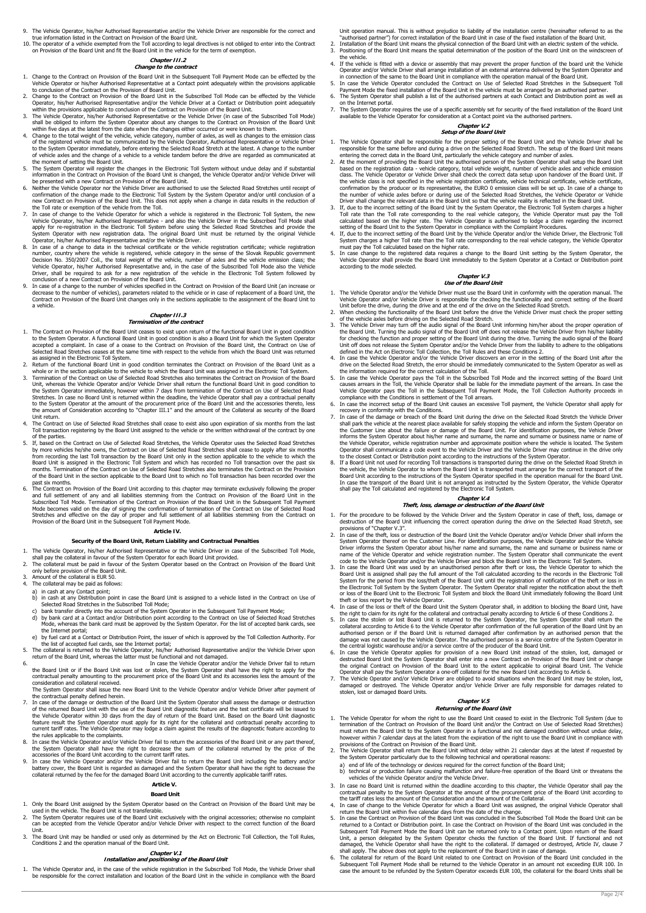9. The Vehicle Operator, his/her Authorised Representative and/or the Vehicle Driver are responsible for the correct and true information listed in the Contract on Provision of the Board Unit.
10. The operator of a vehicle exempted from the Toll according to legal directives is not obliged to enter into the Contract on Provision of the Board Unit and fit the Board Unit in the vehicle for the term of exemption.

### Chapter III.2
### Change to the contract

1. Change to the Contract on Provision of the Board Unit in the Subsequent Toll Payment Mode can be effected by the Vehicle Operator or his/her Authorised Representative at a Contact point adequately within the provisions applicable to conclusion of the Contract on the Provision of Board Unit.
2. Change to the Contract on Provision of the Board Unit in the Subscribed Toll Mode can be effected by the Vehicle Operator, his/her Authorised Representative and/or the Vehicle Driver at a Contact or Distribution point adequately within the provisions applicable to conclusion of the Contract on Provision of the Board Unit.
3. The Vehicle Operator, his/her Authorised Representative or the Vehicle Driver (in case of the Subscribed Toll Mode) shall be obliged to inform the System Operator about any changes to the Contract on Provision of the Board Unit within five days at the latest from the date when the changes either occurred or were known to them.
4. Change to the total weight of the vehicle, vehicle category, number of axles, as well as changes to the emission class of the registered vehicle must be communicated by the Vehicle Operator, Authorised Representative or Vehicle Driver to the System Operator immediately, before entering the Selected Road Stretch at the latest. A change to the number of vehicle axles and the change of a vehicle to a vehicle tandem before the drive are regarded as communicated at the moment of setting the Board Unit.
5. The System Operator will register the changes in the Electronic Toll System without undue delay and if substantial information in the Contract on Provision of the Board Unit is changed, the Vehicle Operator and/or Vehicle Driver will be presented with a new Contract on Provision of the Board Unit.
6. Neither the Vehicle Operator nor the Vehicle Driver are authorised to use the Selected Road Stretches until receipt of confirmation of the change made to the Electronic Toll System by the System Operator and/or until conclusion of a new Contract on Provision of the Board Unit. This does not apply when a change in data results in the reduction of the Toll rate or exemption of the vehicle from the Toll.
7. In case of change to the Vehicle Operator for which a vehicle is registered in the Electronic Toll System, the new Vehicle Operator, his/her Authorised Representative - and also the Vehicle Driver in the Subscribed Toll Mode shall apply for re-registration in the Electronic Toll System before using the Selected Road Stretches and provide the System Operator with new registration data. The original Board Unit must be returned by the original Vehicle Operator, his/her Authorised Representative and/or the Vehicle Driver.
8. In case of a change to data in the technical certificate or the vehicle registration certificate; vehicle registration number, country where the vehicle is registered, vehicle category in the sense of the Slovak Republic government Decision No. 350/2007 Coll., the total weight of the vehicle, number of axles and the vehicle emission class; the Vehicle Operator, his/her Authorised Representative and, in the case of the Subscribed Toll Mode also the Vehicle Driver, shall be required to ask for a new registration of the vehicle in the Electronic Toll System followed by conclusion of a new Contract on Provision of the Board Unit.
9. In case of a change to the number of vehicles specified in the Contract on Provision of the Board Unit (an increase or decrease to the number of vehicles), parameters related to the vehicle or in case of replacement of a Board Unit, the Contract on Provision of the Board Unit changes only in the sections applicable to the assignment of the Board Unit to a vehicle.

### Chapter III.3
### Termination of the contract

1. The Contract on Provision of the Board Unit ceases to exist upon return of the functional Board Unit in good condition to the System Operator. A functional Board Unit in good condition is also a Board Unit for which the System Operator accepted a complaint. In case of a cease to the Contract on Provision of the Board Unit, the Contract on Use of Selected Road Stretches ceases at the same time with respect to the vehicle from which the Board Unit was returned as assigned in the Electronic Toll System.
2. Return of the functional Board Unit in good condition terminates the Contract on Provision of the Board Unit as a whole or in the section applicable to the vehicle to which the Board Unit was assigned in the Electronic Toll System.
3. Termination of the Contract on Use of Selected Road Stretches also terminates the Contract on Provision of the Board Unit, whereas the Vehicle Operator and/or Vehicle Driver shall return the functional Board Unit in good condition to the System Operator immediately, however within 7 days from termination of the Contract on Use of Selected Road Stretches. In case no Board Unit is returned within the deadline, the Vehicle Operator shall pay a contractual penalty to the System Operator at the amount of the procurement price of the Board Unit and the accessories thereto, less the amount of Consideration according to "Chapter III.1" and the amount of the Collateral as security of the Board Unit return.
4. The Contract on Use of Selected Road Stretches shall cease to exist also upon expiration of six months from the last Toll transaction registering by the Board Unit assigned to the vehicle or the written withdrawal of the contract by one of the parties.
5. If, based on the Contract on Use of Selected Road Stretches, the Vehicle Operator uses the Selected Road Stretches by more vehicles he/she owns, the Contract on Use of Selected Road Stretches shall cease to apply after six months from recording the last Toll transaction by the Board Unit only in the section applicable to the vehicle to which the Board Unit is assigned in the Electronic Toll System and which has recorded no Toll transaction over the past six months. Termination of the Contract on Use of Selected Road Stretches also terminates the Contract on the Provision of the Board Unit in the section applicable to the Board Unit to which no Toll transaction has been recorded over the past six months.
6. The Contract on Provision of the Board Unit according to this chapter may terminate exclusively following the proper and full settlement of any and all liabilities stemming from the Contract on Provision of the Board Unit in the Subscribed Toll Mode. Termination of the Contract on Provision of the Board Unit in the Subsequent Toll Payment Mode becomes valid on the day of signing the confirmation of termination of the Contract on Use of Selected Road Stretches and effective on the day of proper and full settlement of all liabilities stemming from the Contract on Provision of the Board Unit in the Subsequent Toll Payment Mode.

### Article IV.
### Security of the Board Unit, Return Liability and Contractual Penalties

1. The Vehicle Operator, his/her Authorised Representative or the Vehicle Driver in case of the Subscribed Toll Mode, shall pay the collateral in favour of the System Operator for each Board Unit provided.
2. The collateral must be paid in favour of the System Operator based on the Contract on Provision of the Board Unit only before provision of the Board Unit.
3. Amount of the collateral is EUR 50.
4. The collateral may be paid as follows:
   a) in cash at any Contact point;
   b) in cash at any Distribution point in case the Board Unit is assigned to a vehicle listed in the Contract on Use of Selected Road Stretches in the Subscribed Toll Mode;
   c) bank transfer directly into the account of the System Operator in the Subsequent Toll Payment Mode;
   d) by bank card at a Contact and/or Distribution point according to the Contract on Use of Selected Road Stretches Mode, whereas the bank card must be approved by the System Operator. For the list of accepted bank cards, see the Internet portal;
   e) by fuel card at a Contact or Distribution Point, the issuer of which is approved by the Toll Collection Authority. For the list of accepted fuel cards, see the Internet portal;
5. The collateral is returned to the Vehicle Operator, his/her Authorised Representative and/or the Vehicle Driver upon return of the Board Unit, whereas the latter must be functional and not damaged.
6. In case the Vehicle Operator and/or the Vehicle Driver fail to return the Board Unit or if the Board Unit was lost or stolen, the System Operator shall have the right to apply for the contractual penalty amounting to the procurement price of the Board Unit and its accessories less the amount of the consideration and collateral received.
   The System Operator shall issue the new Board Unit to the Vehicle Operator and/or Vehicle Driver after payment of the contractual penalty defined herein.
7. In case of the damage or destruction of the Board Unit the System Operator shall assess the damage or destruction of the returned Board Unit with the use of the Board Unit diagnostic feature and the test certificate will be issued to the Vehicle Operator within 30 days from the day of return of the Board Unit. Based on the Board Unit diagnostic feature result the System Operator must apply for its right for the collateral and contractual penalty according to current tariff rates. The Vehicle Operator may lodge a claim against the results of the diagnostic feature according to the rules applicable to the complaints.
8. In case the Vehicle Operator and/or Vehicle Driver fail to return the accessories of the Board Unit or any part thereof, the System Operator shall have the right to decrease the sum of the collateral returned by the price of the accessories of the Board Unit according to the current tariff rates.
9. In case the Vehicle Operator and/or the Vehicle Driver fail to return the Board Unit including the battery and/or battery cover, the Board Unit is regarded as damaged and the System Operator shall have the right to decrease the collateral returned by the fee for the damaged Board Unit according to the currently applicable tariff rates.

### Article V.
### Board Unit

1. Only the Board Unit assigned by the System Operator based on the Contract on Provision of the Board Unit may be used in the vehicle. The Board Unit is not transferable.
2. The System Operator requires use of the Board Unit exclusively with the original accessories; otherwise no complaint can be accepted from the Vehicle Operator and/or Vehicle Driver with respect to the correct function of the Board Unit.
3. The Board Unit may be handled or used only as determined by the Act on Electronic Toll Collection, the Toll Rules, Conditions 2 and the operation manual of the Board Unit.

### Chapter V.1
### Installation and positioning of the Board Unit

1. The Vehicle Operator and, in the case of the vehicle registration in the Subscribed Toll Mode, the Vehicle Driver shall be responsible for the correct installation and location of the Board Unit in the vehicle in compliance with the Board Unit operation manual. This is without prejudice to liability of the installation centre (hereinafter referred to as the "authorised partner") for correct installation of the Board Unit in case of the fixed installation of the Board Unit.
2. Installation of the Board Unit means the physical connection of the Board Unit with an electric system of the vehicle.
3. Positioning of the Board Unit means the spatial determination of the position of the Board Unit on the windscreen of the vehicle.
4. If the vehicle is fitted with a device or assembly that may prevent the proper function of the board unit the Vehicle Operator and/or Vehicle Driver shall arrange installation of an external antenna delivered by the System Operator and in connection of the same to the Board Unit in compliance with the operation manual of the Board Unit.
5. In case the Vehicle Operator concluded the Contract on Use of Selected Road Stretches in the Subsequent Toll Payment Mode the fixed installation of the Board Unit in the vehicle must be arranged by an authorised partner.
6. The System Operator shall publish a list of the authorised partners at each Contact and Distribution point as well as on the Internet portal.
7. The System Operator requires the use of a specific assembly set for security of the fixed installation of the Board Unit available to the Vehicle Operator for consideration at a Contact point via the authorised partners.

### Chapter V.2
### Setup of the Board Unit

1. The Vehicle Operator shall be responsible for the proper setting of the Board Unit and the Vehicle Driver shall be responsible for the same before and during a drive on the Selected Road Stretch. The setup of the Board Unit means entering the correct data in the Board Unit, particularly the vehicle category and number of axles.
2. At the moment of providing the Board Unit the authorised person of the System Operator shall setup the Board Unit based on the registration data - vehicle category, total vehicle weight, number of vehicle axles and vehicle emission class. The Vehicle Operator or Vehicle Driver shall check the correct data setup upon handover of the Board Unit. If the vehicle class is not specified in the vehicle registration certificate, vehicle technical certificate, vehicle certificate, confirmation by the producer or its representative, the EURO 0 emission class will be set up. In case of a change to the number of vehicle axles before or during use of the Selected Road Stretches, the Vehicle Operator or Vehicle Driver shall change the relevant data in the Board Unit so that the vehicle reality is reflected in the Board Unit.
3. If, due to the incorrect setting of the Board Unit by the System Operator, the Electronic Toll System charges a higher Toll rate than the Toll rate corresponding to the real vehicle category, the Vehicle Operator must pay the Toll calculated based on the higher rate. The Vehicle Operator is authorised to lodge a claim regarding the incorrect setting of the Board Unit to the System Operator in compliance with the Complaint Procedures.
4. If, due to the incorrect setting of the Board Unit by the Vehicle Operator and/or the Vehicle Driver, the Electronic Toll System charges a higher Toll rate than the Toll rate corresponding to the real vehicle category, the Vehicle Operator must pay the Toll calculated based on the higher rate.
5. In case change to the registered data requires a change to the Board Unit setting by the System Operator, the Vehicle Operator shall provide the Board Unit immediately to the System Operator at a Contact or Distribution point according to the mode selected.

### Chapter V.3
### Use of the Board Unit

1. The Vehicle Operator and/or the Vehicle Driver must use the Board Unit in conformity with the operation manual. The Vehicle Operator and/or Vehicle Driver is responsible for checking the functionality and correct setting of the Board Unit before the drive, during the drive and at the end of the drive on the Selected Road Stretch.
2. When checking the functionality of the Board Unit before the drive the Vehicle Driver must check the proper setting of the vehicle axles before driving on the Selected Road Stretch.
3. The Vehicle Driver may turn off the audio signal of the Board Unit informing him/her about the proper operation of the Board Unit. Turning the audio signal of the Board Unit off does not release the Vehicle Driver from his/her liability for checking the function and proper setting of the Board Unit during the drive. Turning the audio signal of the Board Unit off does not release the System Operator and/or the Vehicle Driver from the liability to adhere to the obligations defined in the Act on Electronic Toll Collection, the Toll Rules and these Conditions 2.
4. In case the Vehicle Operator and/or the Vehicle Driver discovers an error in the setting of the Board Unit after the drive on the Selected Road Stretch, the error should be immediately communicated to the System Operator as well as the information required for the correct calculation of the Toll.
5. In case the Vehicle Operator pays the Toll in the Subscribed Toll Mode and the incorrect setting of the Board Unit causes arrears in the Toll, the Vehicle Operator shall be liable for the immediate payment of the arrears. In case the Vehicle Operator pays the Toll in the Subsequent Toll Payment Mode, the Toll Collection Authority proceeds in compliance with the Conditions in settlement of the Toll arrears.
6. In case the incorrect setup of the Board Unit causes an excessive Toll payment, the Vehicle Operator shall apply for recovery in conformity with the Conditions.
7. In case of the damage or breach of the Board Unit during the drive on the Selected Road Stretch the Vehicle Driver shall park the vehicle at the nearest place available for safely stopping the vehicle and inform the System Operator on the Customer Line about the failure or damage of the Board Unit. For identification purposes, the Vehicle Driver informs the System Operator about his/her name and surname, the name and surname or business name or name of the Vehicle Operator, vehicle registration number and approximate position where the vehicle is located. The System Operator shall communicate a code event to the Vehicle Driver and the Vehicle Driver may continue in the drive only to the closest Contact or Distribution point according to the instructions of the System Operator.
8. If a Board Unit not used for recording Toll transactions is transported during the drive on the Selected Road Stretch in the vehicle, the Vehicle Operator to whom the Board Unit is transported must arrange for the correct transport of the Board Unit according to the instructions of the System Operator specified in the operation manual for the Board Unit. In case the transport of the Board Unit is not arranged as instructed by the System Operator, the Vehicle Operator shall pay the Toll calculated and registered by the Electronic Toll System.

### Chapter V.4
### Theft, loss, damage or destruction of the Board Unit

1. For the procedure to be followed by the Vehicle Driver and the System Operator in case of theft, loss, damage or destruction of the Board Unit influencing the correct operation during the drive on the Selected Road Stretch, see provisions of "Chapter V.3".
2. In case of the theft, loss or destruction of the Board Unit the Vehicle Operator and/or Vehicle Driver shall inform the System Operator thereof on the Customer Line. For identification purposes, the Vehicle Operator and/or the Vehicle Driver informs the System Operator about his/her name and surname, the name and surname or business name or name of the Vehicle Operator and vehicle registration number. The System Operator shall communicate the event code to the Vehicle Operator and/or the Vehicle Driver and block the Board Unit in the Electronic Toll System.
3. In case the Board Unit was used by an unauthorised person after theft or loss, the Vehicle Operator to which the Board Unit is assigned shall pay the full amount of the Toll calculated according to the records in the Electronic Toll System for the period from the loss/theft of the Board Unit until the registration of notification of the theft or loss in the Electronic Toll System by the System Operator. The System Operator shall register the notification about the theft or loss of the Board Unit to the Electronic Toll System and block the Board Unit immediately following the Board Unit theft or loss report by the Vehicle Operator.
4. In case of the loss or theft of the Board Unit the System Operator shall, in addition to blocking the Board Unit, have the right to claim for its right for the collateral and contractual penalty according to Article 6 of these Conditions 2.
5. In case the stolen or lost Board Unit is returned to the System Operator, the System Operator shall return the collateral according to Article 6 to the Vehicle Operator after confirmation of the full operation of the Board Unit by an authorised person or if the Board Unit is returned damaged after confirmation by an authorised person that the damage was not caused by the Vehicle Operator. The authorised person is a service centre of the System Operator in the central logistic warehouse and/or a service centre of the producer of the Board Unit.
6. In case the Vehicle Operator applies for provision of a new Board Unit instead of the stolen, lost, damaged or destructed Board Unit the System Operator shall enter into a new Contract on Provision of the Board Unit or change the original Contract on Provision of the Board Unit to the extent applicable to original Board Unit. The Vehicle Operator shall pay the System Operator a one-off collateral for the new Board Unit according to Article 6.
7. The Vehicle Operator and/or Vehicle Driver are obliged to avoid situations when the Board Unit may be stolen, lost, damaged or destroyed. The Vehicle Operator and/or Vehicle Driver are fully responsible for damages related to stolen, lost or damaged Board Units.

### Chapter V.5
### Returning of the Board Unit

1. The Vehicle Operator for whom the right to use the Board Unit ceased to exist in the Electronic Toll System (due to termination of the Contract on Provision of the Board Unit and/or the Contract on Use of Selected Road Stretches) must return the Board Unit to the System Operator in a functional and not damaged condition without undue delay, however within 7 calendar days at the latest from the expiration of the right to use the Board Unit in compliance with provisions of the Contract on Provision of the Board Unit.
2. The Vehicle Operator shall return the Board Unit without delay within 21 calendar days at the latest if requested by the System Operator particularly due to the following technical and operational reasons:
   a) end of life of the technology or devices required for the correct function of the Board Unit;
   b) technical or production failure causing malfunction and failure-free operation of the Board Unit or threatens the vehicles of the Vehicle Operator and/or the Vehicle Driver.
3. In case no Board Unit is returned within the deadline according to this chapter, the Vehicle Operator shall pay the contractual penalty to the System Operator at the amount of the procurement price of the Board Unit according to the tariff rates less the amount of the Consideration and the amount of the Collateral.
4. In case of change to the Vehicle Operator for which a Board Unit was assigned, the original Vehicle Operator shall return the Board Unit within five calendar days from the date of the change.
5. In case the Contract on Provision of the Board Unit was concluded in the Subscribed Toll Mode the Board Unit can be returned to a Contact or Distribution point. In case the Contract on Provision of the Board Unit was concluded in the Subsequent Toll Payment Mode the Board Unit can be returned only to a Contact point. Upon return of the Board Unit, a person delegated by the System Operator checks the function of the Board Unit. If functional and not damaged, the Vehicle Operator shall have the right to the collateral. If damaged or destroyed, Article IV, clause 7 shall apply. The above does not apply to the replacement of the Board Unit in case of damage.
6. The collateral for return of the Board Unit related to one Contract on Provision of the Board Unit concluded in the Subsequent Toll Payment Mode shall be returned to the Vehicle Operator in an amount not exceeding EUR 100. In case the amount to be refunded by the System Operator exceeds EUR 100, the collateral for the Board Units shall be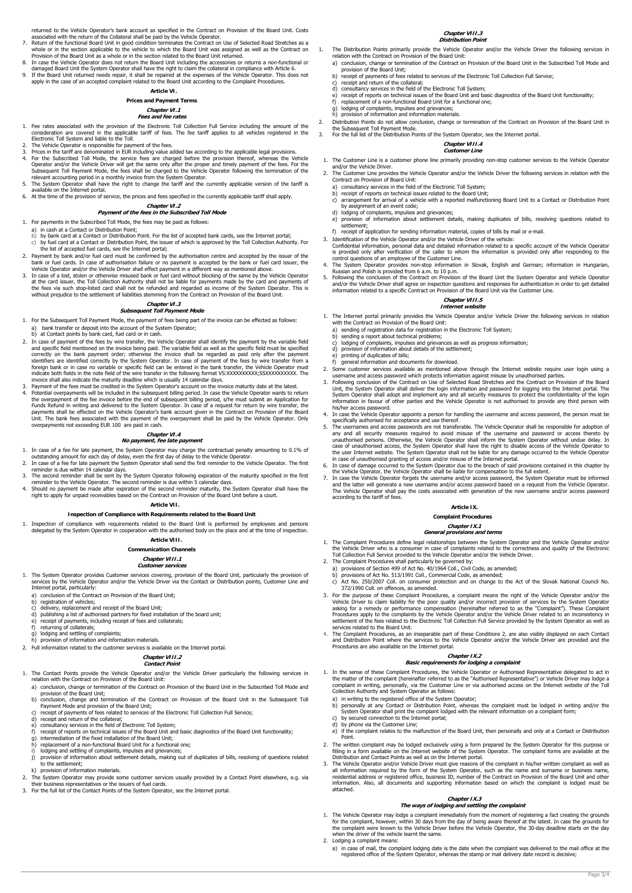returned to the Vehicle Operator's bank account as specified in the Contract on Provision of the Board Unit. Costs associated with the return of the Collateral shall be paid by the Vehicle Operator.

7. Return of the functional Board Unit in good condition terminates the Contract on Use of Selected Road Stretches as a whole or in the section applicable to the vehicle to which the Board Unit was assigned as well as the Contract on Provision of the Board Unit as a whole or in the section related to the Board Unit returned.
8. In case the Vehicle Operator does not return the Board Unit including the accessories or returns a non-functional or damaged Board Unit the System Operator shall have the right to claim the collateral in compliance with Article 6.
9. If the Board Unit returned needs repair, it shall be repaired at the expenses of the Vehicle Operator. This does not apply in the case of an accepted complaint related to the Board Unit according to the Complaint Procedures.

## Article VI.

## Prices and Payment Terms

### Chapter VI.1

### Fees and fee rates

1. Fee rates associated with the provision of the Electronic Toll Collection Full Service including the amount of the consideration are covered in the applicable tariff of fees. The fee tariff applies to all vehicles registered in the Electronic Toll System and liable to the Toll.
2. The Vehicle Operator is responsible for payment of the fees.
3. Prices in the tariff are denominated in EUR including value added tax according to the applicable legal provisions.
4. For the Subscribed Toll Mode, the service fees are charged before the provision thereof, whereas the Vehicle Operator and/or the Vehicle Driver will get the same only after the proper and timely payment of the fees. For the Subsequent Toll Payment Mode, the fees shall be charged to the Vehicle Operator following the termination of the relevant accounting period in a monthly invoice from the System Operator.
5. The System Operator shall have the right to change the tariff and the currently applicable version of the tariff is available on the Internet portal.
6. At the time of the provision of service, the prices and fees specified in the currently applicable tariff shall apply.

### Chapter VI.2

### Payment of the fees in the Subscribed Toll Mode

1. For payments in the Subscribed Toll Mode, the fees may be paid as follows:
   a) in cash at a Contact or Distribution Point;
   b) by bank card at a Contact or Distribution Point. For the list of accepted bank cards, see the Internet portal;
   c) by fuel card at a Contact or Distribution Point, the issuer of which is approved by the Toll Collection Authority. For the list of accepted fuel cards, see the Internet portal;
2. Payment by bank and/or fuel card must be confirmed by the authorisation centre and accepted by the issuer of the bank or fuel cards. In case of authorisation failure or no payment is accepted by the bank or fuel card issuer, the Vehicle Operator and/or the Vehicle Driver shall effect payment in a different way as mentioned above.
3. In case of a lost, stolen or otherwise misused bank or fuel card without blocking of the same by the Vehicle Operator at the card issuer, the Toll Collection Authority shall not be liable for payments made by the card and payments of the fees via such stop-listed card shall not be refunded and regarded as income of the System Operator. This is without prejudice to the settlement of liabilities stemming from the Contract on Provision of the Board Unit.

### Chapter VI.3

### Subsequent Toll Payment Mode

1. For the Subsequent Toll Payment Mode, the payment of fees being part of the invoice can be effected as follows:
   a) bank transfer or deposit into the account of the System Operator;
   b) at Contact points by bank card, fuel card or in cash.
2. In case of payment of the fees by wire transfer, the Vehicle Operator shall identify the payment by the variable field and specific field mentioned on the invoice being paid. The variable field as well as the specific field must be specified correctly on the bank payment order; otherwise the invoice shall be regarded as paid only after the payment identifiers are identified correctly by the System Operator. In case of payment of the fees by wire transfer from a foreign bank or in case no variable or specific field can be entered in the bank transfer, the Vehicle Operator must indicate both fields in the note field of the wire transfer in the following format VS:XXXXXXXXXX;SSXXXXXXXXXX. The invoice shall also indicate the maturity deadline which is usually 14 calendar days.
3. Payment of the fees must be credited in the System Operator's account on the invoice maturity date at the latest.
4. Potential overpayments will be included in the subsequent billing period. In case the Vehicle Operator wants to return the overpayment of the fee invoice before the end of subsequent billing period, s/he must submit an Application for Funds Refund in writing and delivered to the System Operator. In case of a request for return by wire transfer, the payments shall be effected on the Vehicle Operator's bank account given in the Contract on Provision of the Board Unit. The bank fees associated with the payment of the overpayment shall be paid by the Vehicle Operator. Only overpayments not exceeding EUR 100 are paid in cash.

### Chapter VI.4

### No payment, fee late payment

1. In case of a fee for late payment, the System Operator may charge the contractual penalty amounting to 0.1% of outstanding amount for each day of delay, even the first day of delay to the Vehicle Operator.
2. In case of a fee for late payment the System Operator shall send the first reminder to the Vehicle Operator. The first reminder is due within 14 calendar days.
3. The second reminder shall be sent by the System Operator following expiration of the maturity specified in the first reminder to the Vehicle Operator. The second reminder is due within 5 calendar days.
4. Should no payment be made after expiration of the second reminder maturity, the System Operator shall have the right to apply for unpaid receivables based on the Contract on Provision of the Board Unit before a court.

## Article VII.

## Inspection of Compliance with Requirements related to the Board Unit

1. Inspection of compliance with requirements related to the Board Unit is performed by employees and persons delegated by the System Operator in cooperation with the authorised body on the place and at the time of inspection.

## Article VIII.

## Communication Channels

### Chapter VIII.1

### Customer services

1. The System Operator provides Customer services covering, provision of the Board Unit, particularly the provision of services by the Vehicle Operator and/or the Vehicle Driver via the Contact or Distribution points, Customer Line and Internet portal, particularly:
   a) conclusion of the Contract on Provision of the Board Unit;
   b) registration of vehicles;
   c) delivery, replacement and receipt of the Board Unit;
   d) publishing a list of authorised partners for fixed installation of the board unit;
   e) receipt of payments, including receipt of fees and collaterals;
   f) returning of collaterals;
   g) lodging and settling of complaints;
   h) provision of information and information materials.
2. Full information related to the customer services is available on the Internet portal.

### Chapter VIII.2

### Contact Point

1. The Contact Points provide the Vehicle Operator and/or the Vehicle Driver particularly the following services in relation with the Contract on Provision of the Board Unit:
   a) conclusion, change or termination of the Contract on Provision of the Board Unit in the Subscribed Toll Mode and provision of the Board Unit;
   b) conclusion, change and termination of the Contract on Provision of the Board Unit in the Subsequent Toll Payment Mode and provision of the Board Unit;
   c) receipt of payments of fees related to services of the Electronic Toll Collection Full Service;
   d) receipt and return of the collateral;
   e) consultancy services in the field of Electronic Toll System;
   f) receipt of reports on technical issues of the Board Unit and basic diagnostics of the Board Unit functionality;
   g) intermediation of the fixed installation of the Board Unit;
   h) replacement of a non-functional Board Unit for a functional one;
   i) lodging and settling of complaints, impulses and grievances;
   j) provision of information about settlement details, making out of duplicates of bills, resolving of questions related to the settlement;
   k) provision of information materials.
2. The System Operator may provide some customer services usually provided by a Contact Point elsewhere, e.g. via their business representatives or the issuers of fuel cards.
3. For the full list of the Contact Points of the System Operator, see the Internet portal.

### Chapter VIII.3

### Distribution Point

1. The Distribution Points primarily provide the Vehicle Operator and/or the Vehicle Driver the following services in relation with the Contract on Provision of the Board Unit:
   a) conclusion, change or termination of the Contract on Provision of the Board Unit in the Subscribed Toll Mode and provision of the Board Unit;
   b) receipt of payments of fees related to services of the Electronic Toll Collection Full Service;
   c) receipt and return of the collateral;
   d) consultancy services in the field of the Electronic Toll System;
   e) receipt of reports on technical issues of the Board Unit and basic diagnostics of the Board Unit functionality;
   f) replacement of a non-functional Board Unit for a functional one;
   g) lodging of complaints, impulses and grievances;
   h) provision of information and information materials.
2. Distribution Points do not allow conclusion, change or termination of the Contract on Provision of the Board Unit in the Subsequent Toll Payment Mode.
3. For the full list of the Distribution Points of the System Operator, see the Internet portal.

### Chapter VIII.4

### Customer Line

1. The Customer Line is a customer phone line primarily providing non-stop customer services to the Vehicle Operator and/or the Vehicle Driver.
2. The Customer Line provides the Vehicle Operator and/or the Vehicle Driver the following services in relation with the Contract on Provision of Board Unit:
   a) consultancy services in the field of the Electronic Toll System;
   b) receipt of reports on technical issues related to the Board Unit;
   c) arrangement for arrival of a vehicle with a reported malfunctioning Board Unit to a Contact or Distribution Point by assignment of an event code;
   d) lodging of complaints, impulses and grievances;
   e) provision of information about settlement details, making duplicates of bills, resolving questions related to settlement;
   f) receipt of application for sending information material, copies of bills by mail or e-mail.
3. Identification of the Vehicle Operator and/or the Vehicle Driver of the vehicle:
   Confidential information, personal data and detailed information related to a specific account of the Vehicle Operator is provided only after verification of the caller to whom the information is provided only after responding to the control questions of an employee of the Customer Line.
4. The System Operator provides non-stop information in Slovak, English and German; information in Hungarian, Russian and Polish is provided from 6 a.m. to 10 p.m.
5. Following the conclusion of the Contract on Provision of the Board Unit the System Operator and Vehicle Operator and/or the Vehicle Driver shall agree on inspection questions and responses for authentication in order to get detailed information related to a specific Contract on Provision of the Board Unit via the Customer Line.

### Chapter VIII.5

### Internet website

1. The Internet portal primarily provides the Vehicle Operator and/or Vehicle Driver the following services in relation with the Contract on Provision of the Board Unit:
   a) sending of registration data for registration in the Electronic Toll System;
   b) sending a report about technical problems;
   c) lodging of complaints, impulses and grievances as well as progress information;
   d) provision of information about details of the settlement;
   e) printing of duplicates of bills;
   f) general information and documents for download.
2. Some customer services available as mentioned above through the Internet website require user login using a username and access password which protects information against misuse by unauthorised parties.
3. Following conclusion of the Contract on Use of Selected Road Stretches and the Contract on Provision of the Board Unit, the System Operator shall deliver the login information and password for logging into the Internet portal. The System Operator shall adopt and implement any and all security measures to protect the confidentiality of the login information in favour of other parties and the Vehicle Operator is not authorised to provide any third person with his/her access password.
4. In case the Vehicle Operator appoints a person for handling the username and access password, the person must be specifically authorised for acceptance and use thereof.
5. The usernames and access passwords are not transferable. The Vehicle Operator shall be responsible for adoption of any and all security measures required to avoid misuse of the username and password or access thereto by unauthorised persons. Otherwise, the Vehicle Operator shall inform the System Operator without undue delay. In case of unauthorised access, the System Operator shall have the right to disable access of the Vehicle Operator to the user Internet website. The System Operator shall not be liable for any damage occurred to the Vehicle Operator in case of unauthorised granting of access and/or misuse of the Internet portal.
6. In case of damage occurred to the System Operator due to the breach of said provisions contained in this chapter by the Vehicle Operator, the Vehicle Operator shall be liable for compensation to the full extent.
7. In case the Vehicle Operator forgets the username and/or access password, the System Operator must be informed and the latter will generate a new username and/or access password based on a request from the Vehicle Operator. The Vehicle Operator shall pay the costs associated with generation of the new username and/or access password according to the tariff of fees.

## Article IX.

## Complaint Procedures

### Chapter IX.1

### General provisions and terms

1. The Complaint Procedures define legal relationships between the System Operator and the Vehicle Operator and/or the Vehicle Driver who is a consumer in case of complaints related to the correctness and quality of the Electronic Toll Collection Full Service provided to the Vehicle Operator and/or the Vehicle Driver.
2. The Complaint Procedures shall particularly be governed by:
   a) provisions of Section 499 of Act No. 40/1964 Coll., Civil Code, as amended;
   b) provisions of Act No. 513/1991 Coll., Commercial Code, as amended;
   c) Act No. 250/2007 Coll. on consumer protection and on change to the Act of the Slovak National Council No. 372/1990 Coll. on offences, as amended.
3. For the purpose of these Complaint Procedures, a complaint means the right of the Vehicle Operator and/or the Vehicle Driver to claim liability for the poor quality and/or incorrect provision of services by the System Operator asking for a remedy or performance compensation (hereinafter referred to as the "Complaint"). These Complaint Procedures apply to the complaints by the Vehicle Operator and/or the Vehicle Driver related to an inconsistency in settlement of the fees related to the Electronic Toll Collection Full Service provided by the System Operator as well as services related to the Board Unit.
4. The Complaint Procedures, as an inseparable part of these Conditions 2, are also visibly displayed on each Contact and Distribution Point where the services to the Vehicle Operator and/or the Vehicle Driver are provided and the Procedures are also available on the Internet portal.

### Chapter IX.2

### Basic requirements for lodging a complaint

1. In the sense of these Complaint Procedures, the Vehicle Operator or Authorised Representative delegated to act in the matter of the complaint (hereinafter referred to as the "Authorised Representative") or Vehicle Driver may lodge a complaint in writing, personally, via the Customer Line or via authorised access on the Internet website of the Toll Collection Authority and System Operator as follows:
   a) in writing to the registered office of the System Operator;
   b) personally at any Contact or Distribution Point, whereas the complaint must be lodged in writing and/or the System Operator shall print the complaint lodged with the relevant information on a complaint form;
   c) by secured connection to the Internet portal;
   d) by phone via the Customer Line;
   e) if the complaint relates to the malfunction of the Board Unit, then personally and only at a Contact or Distribution Point.
2. The written complaint may be lodged exclusively using a form prepared by the System Operator for this purpose or filling in a form available on the Internet website of the System Operator. The complaint forms are available at the Distribution and Contact Points as well as on the Internet portal.
3. The Vehicle Operator and/or Vehicle Driver must give reasons of the complaint in his/her written complaint as well as all information required by the form of the System Operator, such as the name and surname or business name, residential address or registered office, business ID, number of the Contract on Provision of the Board Unit and other information. Also, all documents and supporting information based on which the complaint is lodged must be attached.

### Chapter IX.3

### The ways of lodging and settling the complaint

1. The Vehicle Operator may lodge a complaint immediately from the moment of registering a fact creating the grounds for the complaint, however, within 30 days from the day of being aware thereof at the latest. In case the grounds for the complaint were known to the Vehicle Driver before the Vehicle Operator, the 30-day deadline starts on the day when the driver of the vehicle learnt the same.
2. Lodging a complaint means:
   a) in case of mail, the complaint lodging date is the date when the complaint was delivered to the mail office at the registered office of the System Operator, whereas the stamp or mail delivery date record is decisive;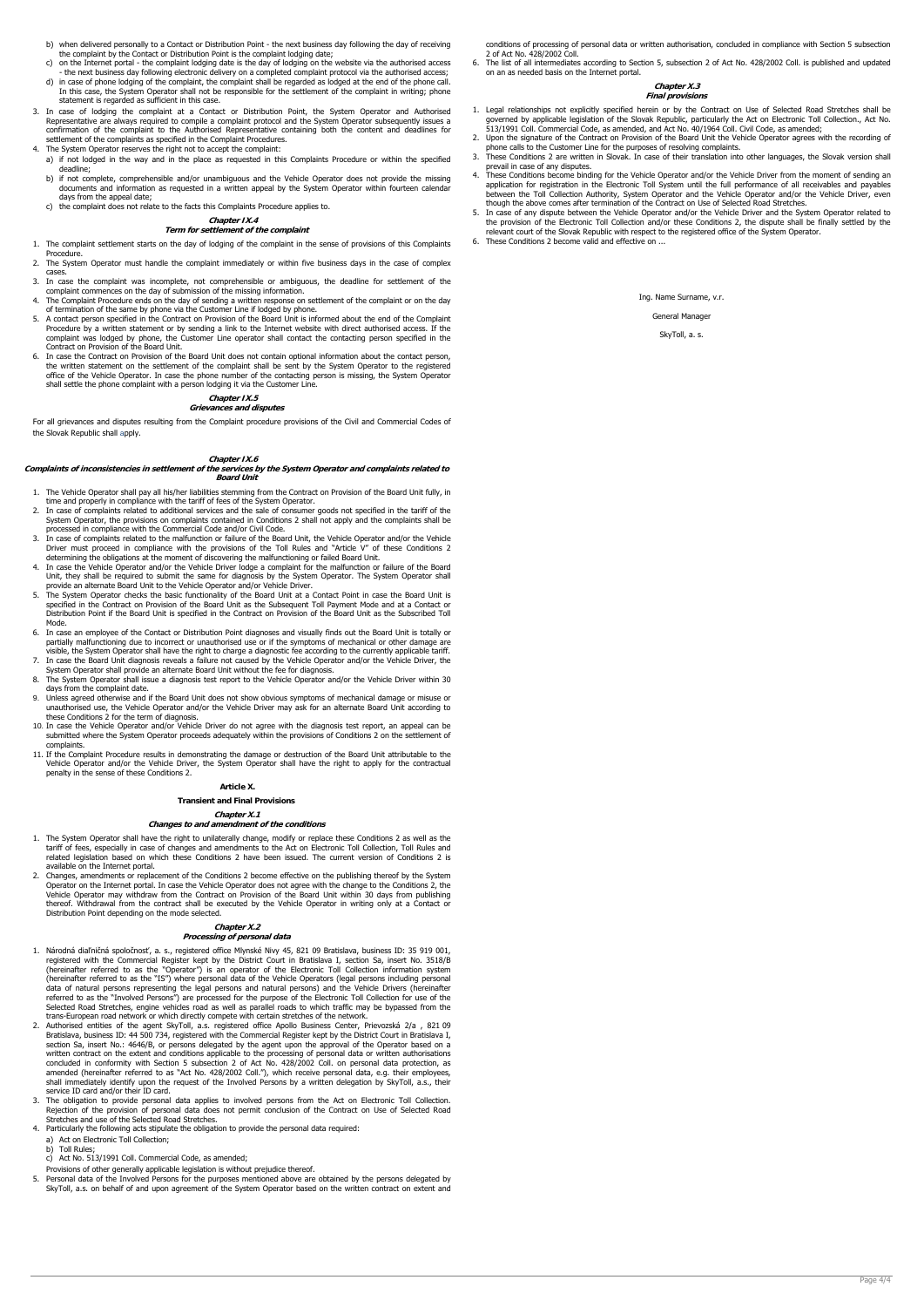b) when delivered personally to a Contact or Distribution Point - the next business day following the day of receiving the complaint by the Contact or Distribution Point is the complaint lodging date;
c) on the Internet portal - the complaint lodging date is the day of lodging on the website via the authorised access - the next business day following electronic delivery on a completed complaint protocol via the authorised access;
d) in case of phone lodging of the complaint, the complaint shall be regarded as lodged at the end of the phone call. In this case, the System Operator shall not be responsible for the settlement of the complaint in writing; phone statement is regarded as sufficient in this case.

3. In case of lodging the complaint at a Contact or Distribution Point, the System Operator and Authorised Representative are always required to compile a complaint protocol and the System Operator subsequently issues a confirmation of the complaint to the Authorised Representative containing both the content and deadlines for settlement of the complaints as specified in the Complaint Procedures.
4. The System Operator reserves the right not to accept the complaint:
   a) if not lodged in the way and in the place as requested in this Complaints Procedure or within the specified deadline;
   b) if not complete, comprehensible and/or unambiguous and the Vehicle Operator does not provide the missing documents and information as requested in a written appeal by the System Operator within fourteen calendar days from the appeal date;
   c) the complaint does not relate to the facts this Complaints Procedure applies to.

### *Chapter IX.4*
### *Term for settlement of the complaint*

1. The complaint settlement starts on the day of lodging of the complaint in the sense of provisions of this Complaints Procedure.
2. The System Operator must handle the complaint immediately or within five business days in the case of complex cases.
3. In case the complaint was incomplete, not comprehensible or ambiguous, the deadline for settlement of the complaint commences on the day of submission of the missing information.
4. The Complaint Procedure ends on the day of sending a written response on settlement of the complaint or on the day of termination of the same by phone via the Customer Line if lodged by phone.
5. A contact person specified in the Contract on Provision of the Board Unit is informed about the end of the Complaint Procedure by a written statement or by sending a link to the Internet website with direct authorised access. If the complaint was lodged by phone, the Customer Line operator shall contact the contacting person specified in the Contract on Provision of the Board Unit.
6. In case the Contract on Provision of the Board Unit does not contain optional information about the contact person, the written statement on the settlement of the complaint shall be sent by the System Operator to the registered office of the Vehicle Operator. In case the phone number of the contacting person is missing, the System Operator shall settle the phone complaint with a person lodging it via the Customer Line.

### *Chapter IX.5*
### *Grievances and disputes*

For all grievances and disputes resulting from the Complaint procedure provisions of the Civil and Commercial Codes of the Slovak Republic shall apply.

### *Chapter IX.6*
### *Complaints of inconsistencies in settlement of the services by the System Operator and complaints related to Board Unit*

1. The Vehicle Operator shall pay all his/her liabilities stemming from the Contract on Provision of the Board Unit fully, in time and properly in compliance with the tariff of fees of the System Operator.
2. In case of complaints related to additional services and the sale of consumer goods not specified in the tariff of the System Operator, the provisions on complaints contained in Conditions 2 shall not apply and the complaints shall be processed in compliance with the Commercial Code and/or Civil Code.
3. In case of complaints related to the malfunction or failure of the Board Unit, the Vehicle Operator and/or the Vehicle Driver must proceed in compliance with the provisions of the Toll Rules and "Article V" of these Conditions 2 determining the obligations at the moment of discovering the malfunctioning or failed Board Unit.
4. In case the Vehicle Operator and/or the Vehicle Driver lodge a complaint for the malfunction or failure of the Board Unit, they shall be required to submit the same for diagnosis by the System Operator. The System Operator shall provide an alternate Board Unit to the Vehicle Operator and/or Vehicle Driver.
5. The System Operator checks the basic functionality of the Board Unit at a Contact Point in case the Board Unit is specified in the Contract on Provision of the Board Unit as the Subsequent Toll Payment Mode and at a Contact or Distribution Point if the Board Unit is specified in the Contract on Provision of the Board Unit as the Subscribed Toll Mode.
6. In case an employee of the Contact or Distribution Point diagnoses and visually finds out the Board Unit is totally or partially malfunctioning due to incorrect or unauthorised use or if the symptoms of mechanical or other damage are visible, the System Operator shall have the right to charge a diagnostic fee according to the currently applicable tariff.
7. In case the Board Unit diagnosis reveals a failure not caused by the Vehicle Operator and/or the Vehicle Driver, the System Operator shall provide an alternate Board Unit without the fee for diagnosis.
8. The System Operator shall issue a diagnosis test report to the Vehicle Operator and/or the Vehicle Driver within 30 days from the complaint date.
9. Unless agreed otherwise and if the Board Unit does not show obvious symptoms of mechanical damage or misuse or unauthorised use, the Vehicle Operator and/or the Vehicle Driver may ask for an alternate Board Unit according to these Conditions 2 for the term of diagnosis.
10. In case the Vehicle Operator and/or Vehicle Driver do not agree with the diagnosis test report, an appeal can be submitted where the System Operator proceeds adequately within the provisions of Conditions 2 on the settlement of complaints.
11. If the Complaint Procedure results in demonstrating the damage or destruction of the Board Unit attributable to the Vehicle Operator and/or the Vehicle Driver, the System Operator shall have the right to apply for the contractual penalty in the sense of these Conditions 2.

## Article X.

## Transient and Final Provisions

### *Chapter X.1*
### *Changes to and amendment of the conditions*

1. The System Operator shall have the right to unilaterally change, modify or replace these Conditions 2 as well as the tariff of fees, especially in case of changes and amendments to the Act on Electronic Toll Collection, Toll Rules and related legislation based on which these Conditions 2 have been issued. The current version of Conditions 2 is available on the Internet portal.
2. Changes, amendments or replacement of the Conditions 2 become effective on the publishing thereof by the System Operator on the Internet portal. In case the Vehicle Operator does not agree with the change to the Conditions 2, the Vehicle Operator may withdraw from the Contract on Provision of the Board Unit within 30 days from publishing thereof. Withdrawal from the contract shall be executed by the Vehicle Operator in writing only at a Contact or Distribution Point depending on the mode selected.

### *Chapter X.2*
### *Processing of personal data*

1. Národná diaľničná spoločnosť, a. s., registered office Mlynské Nivy 45, 821 09 Bratislava, business ID: 35 919 001, registered with the Commercial Register kept by the District Court in Bratislava I, section Sa, insert No. 3518/B (hereinafter referred to as the "Operator") is an operator of the Electronic Toll Collection information system (hereinafter referred to as the "IS") where personal data of the Vehicle Operators (legal persons including personal data of natural persons representing the legal persons and natural persons) and the Vehicle Drivers (hereinafter referred to as the "Involved Persons") are processed for the purpose of the Electronic Toll Collection for use of the Selected Road Stretches, engine vehicles road as well as parallel roads to which traffic may be bypassed from the trans-European road network or which directly compete with certain stretches of the network.
2. Authorised entities of the agent SkyToll, a.s. registered office Apollo Business Center, Prievozská 2/a , 821 09 Bratislava, business ID: 44 500 734, registered with the Commercial Register kept by the District Court in Bratislava I, section Sa, insert No.: 4646/B, or persons delegated by the agent upon the approval of the Operator based on a written contract on the extent and conditions applicable to the processing of personal data or written authorisations concluded in conformity with Section 5 subsection 2 of Act No. 428/2002 Coll. on personal data protection, as amended (hereinafter referred to as "Act No. 428/2002 Coll."), which receive personal data, e.g. their employees, shall immediately identify upon the request of the Involved Persons by a written delegation by SkyToll, a.s., their service ID card and/or their ID card.
3. The obligation to provide personal data applies to involved persons from the Act on Electronic Toll Collection. Rejection of the provision of personal data does not permit conclusion of the Contract on Use of Selected Road Stretches and use of the Selected Road Stretches.
4. Particularly the following acts stipulate the obligation to provide the personal data required:
   a) Act on Electronic Toll Collection;
   b) Toll Rules;
   c) Act No. 513/1991 Coll. Commercial Code, as amended;

   Provisions of other generally applicable legislation is without prejudice thereof.
5. Personal data of the Involved Persons for the purposes mentioned above are obtained by the persons delegated by SkyToll, a.s. on behalf of and upon agreement of the System Operator based on the written contract on extent and conditions of processing of personal data or written authorisation, concluded in compliance with Section 5 subsection 2 of Act No. 428/2002 Coll.
6. The list of all intermediates according to Section 5, subsection 2 of Act No. 428/2002 Coll. is published and updated on an as needed basis on the Internet portal.

### *Chapter X.3*
### *Final provisions*

1. Legal relationships not explicitly specified herein or by the Contract on Use of Selected Road Stretches shall be governed by applicable legislation of the Slovak Republic, particularly the Act on Electronic Toll Collection., Act No. 513/1991 Coll. Commercial Code, as amended, and Act No. 40/1964 Coll. Civil Code, as amended;
2. Upon the signature of the Contract on Provision of the Board Unit the Vehicle Operator agrees with the recording of phone calls to the Customer Line for the purposes of resolving complaints.
3. These Conditions 2 are written in Slovak. In case of their translation into other languages, the Slovak version shall prevail in case of any disputes.
4. These Conditions become binding for the Vehicle Operator and/or the Vehicle Driver from the moment of sending an application for registration in the Electronic Toll System until the full performance of all receivables and payables between the Toll Collection Authority, System Operator and the Vehicle Operator and/or the Vehicle Driver, even though the above comes after termination of the Contract on Use of Selected Road Stretches.
5. In case of any dispute between the Vehicle Operator and/or the Vehicle Driver and the System Operator related to the provision of the Electronic Toll Collection and/or these Conditions 2, the dispute shall be finally settled by the relevant court of the Slovak Republic with respect to the registered office of the System Operator.
6. These Conditions 2 become valid and effective on ...

Ing. Name Surname, v.r.

General Manager

SkyToll, a. s.